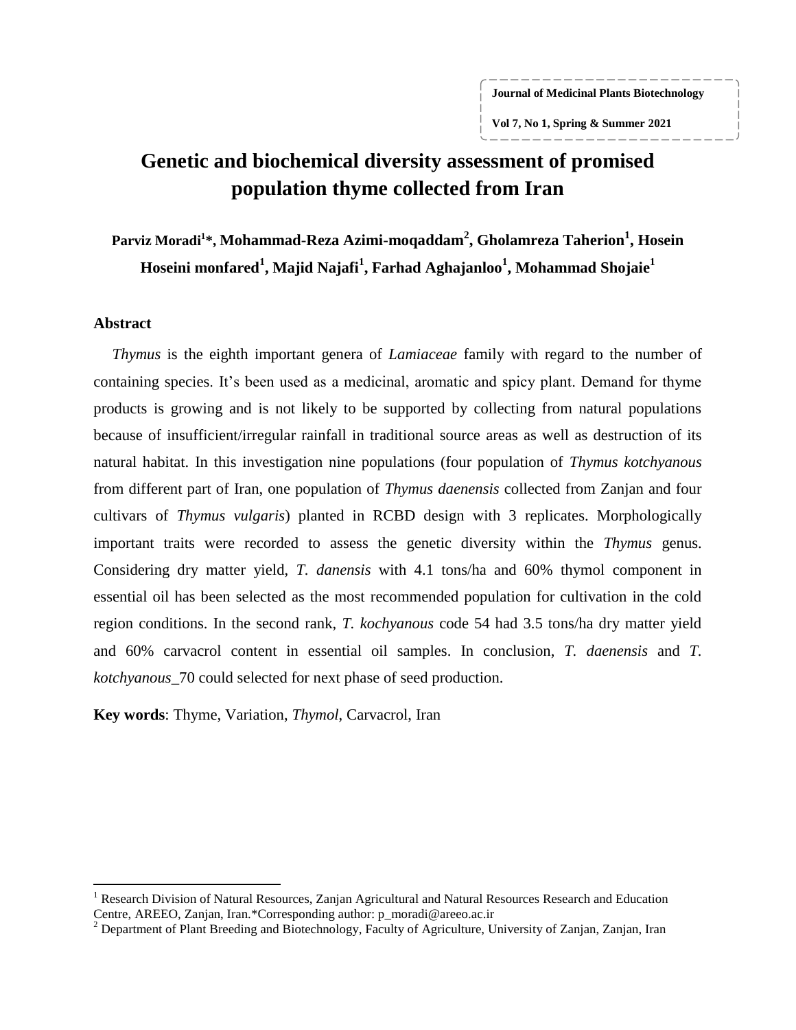# Genetic and biochemical diversity assessment of promised population thyme collected from Iran

**Parviz Moradi[1]\*, Mohammad-Reza Azimi-moqaddam[2], Gholamreza Taherion[1], Hosein Hoseini monfared[1], Majid Najafi[1], Farhad Aghajanloo[1], Mohammad Shojaie[1]**

## Abstract

*Thymus* is the eighth important genera of *Lamiaceae* family with regard to the number of containing species. It's been used as a medicinal, aromatic and spicy plant. Demand for thyme products is growing and is not likely to be supported by collecting from natural populations because of insufficient/irregular rainfall in traditional source areas as well as destruction of its natural habitat. In this investigation nine populations (four population of *Thymus kotchyanous* from different part of Iran, one population of *Thymus daenensis* collected from Zanjan and four cultivars of *Thymus vulgaris*) planted in RCBD design with 3 replicates. Morphologically important traits were recorded to assess the genetic diversity within the *Thymus* genus. Considering dry matter yield, *T. danensis* with 4.1 tons/ha and 60% thymol component in essential oil has been selected as the most recommended population for cultivation in the cold region conditions. In the second rank, *T. kochyanous* code 54 had 3.5 tons/ha dry matter yield and 60% carvacrol content in essential oil samples. In conclusion, *T. daenensis* and *T. kotchyanous*_70 could selected for next phase of seed production.

**Key words**: Thyme, Variation, *Thymol*, Carvacrol, Iran

---

[1] Research Division of Natural Resources, Zanjan Agricultural and Natural Resources Research and Education Centre, AREEO, Zanjan, Iran.\*Corresponding author: p_moradi@areeo.ac.ir

[2] Department of Plant Breeding and Biotechnology, Faculty of Agriculture, University of Zanjan, Zanjan, Iran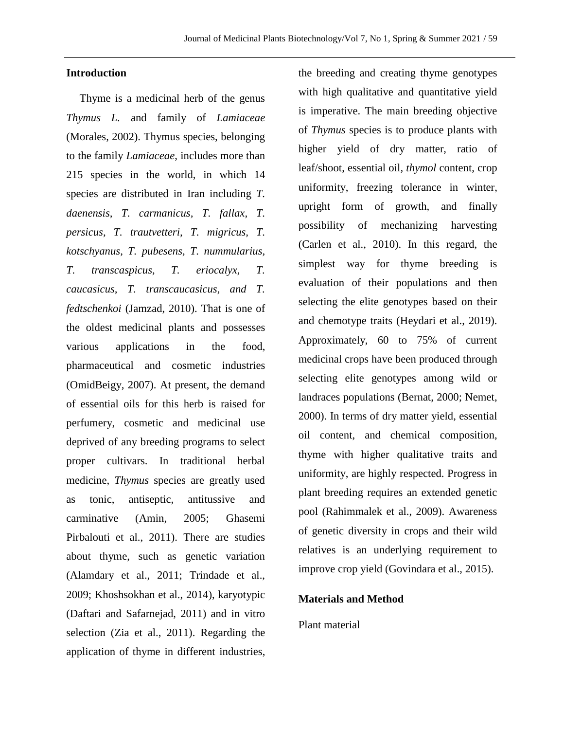## Introduction

Thyme is a medicinal herb of the genus *Thymus L.* and family of *Lamiaceae* (Morales, 2002). Thymus species, belonging to the family *Lamiaceae*, includes more than 215 species in the world, in which 14 species are distributed in Iran including *T. daenensis, T. carmanicus, T. fallax, T. persicus, T. trautvetteri, T. migricus, T. kotschyanus, T. pubesens, T. nummularius, T. transcaspicus, T. eriocalyx, T. caucasicus, T. transcaucasicus, and T. fedtschenkoi* (Jamzad, 2010). That is one of the oldest medicinal plants and possesses various applications in the food, pharmaceutical and cosmetic industries (OmidBeigy, 2007). At present, the demand of essential oils for this herb is raised for perfumery, cosmetic and medicinal use deprived of any breeding programs to select proper cultivars. In traditional herbal medicine, *Thymus* species are greatly used as tonic, antiseptic, antitussive and carminative (Amin, 2005; Ghasemi Pirbalouti et al., 2011). There are studies about thyme, such as genetic variation (Alamdary et al., 2011; Trindade et al., 2009; Khoshsokhan et al., 2014), karyotypic (Daftari and Safarnejad, 2011) and in vitro selection (Zia et al., 2011). Regarding the application of thyme in different industries, the breeding and creating thyme genotypes with high qualitative and quantitative yield is imperative. The main breeding objective of *Thymus* species is to produce plants with higher yield of dry matter, ratio of leaf/shoot, essential oil, *thymol* content, crop uniformity, freezing tolerance in winter, upright form of growth, and finally possibility of mechanizing harvesting (Carlen et al., 2010). In this regard, the simplest way for thyme breeding is evaluation of their populations and then selecting the elite genotypes based on their and chemotype traits (Heydari et al., 2019). Approximately, 60 to 75% of current medicinal crops have been produced through selecting elite genotypes among wild or landraces populations (Bernat, 2000; Nemet, 2000). In terms of dry matter yield, essential oil content, and chemical composition, thyme with higher qualitative traits and uniformity, are highly respected. Progress in plant breeding requires an extended genetic pool (Rahimmalek et al., 2009). Awareness of genetic diversity in crops and their wild relatives is an underlying requirement to improve crop yield (Govindara et al., 2015).

## Materials and Method

Plant material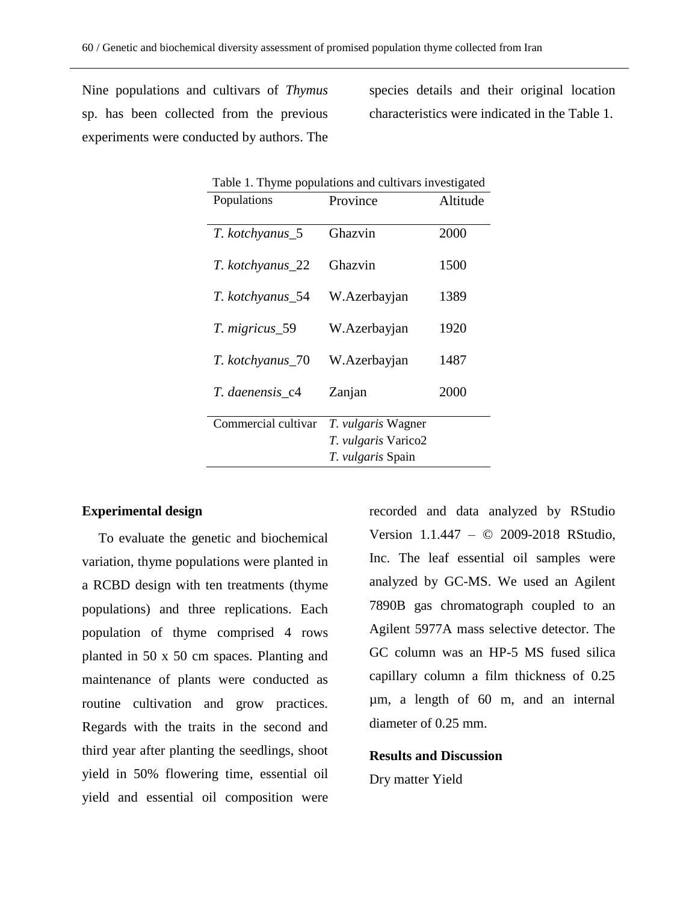Nine populations and cultivars of *Thymus* sp. has been collected from the previous experiments were conducted by authors. The species details and their original location characteristics were indicated in the Table 1.

Table 1. Thyme populations and cultivars investigated

| Populations | Province | Altitude |
|---|---|---|
| *T. kotchyanus*_5 | Ghazvin | 2000 |
| *T. kotchyanus*_22 | Ghazvin | 1500 |
| *T. kotchyanus*_54 | W.Azerbayjan | 1389 |
| *T. migricus*_59 | W.Azerbayjan | 1920 |
| *T. kotchyanus*_70 | W.Azerbayjan | 1487 |
| *T. daenensis*_c4 | Zanjan | 2000 |
| Commercial cultivar | *T. vulgaris* Wagner<br>*T. vulgaris* Varico2<br>*T. vulgaris* Spain | |

**Experimental design**

To evaluate the genetic and biochemical variation, thyme populations were planted in a RCBD design with ten treatments (thyme populations) and three replications. Each population of thyme comprised 4 rows planted in 50 x 50 cm spaces. Planting and maintenance of plants were conducted as routine cultivation and grow practices. Regards with the traits in the second and third year after planting the seedlings, shoot yield in 50% flowering time, essential oil yield and essential oil composition were recorded and data analyzed by RStudio Version 1.1.447 – © 2009-2018 RStudio, Inc. The leaf essential oil samples were analyzed by GC-MS. We used an Agilent 7890B gas chromatograph coupled to an Agilent 5977A mass selective detector. The GC column was an HP-5 MS fused silica capillary column a film thickness of 0.25 µm, a length of 60 m, and an internal diameter of 0.25 mm.

**Results and Discussion**

Dry matter Yield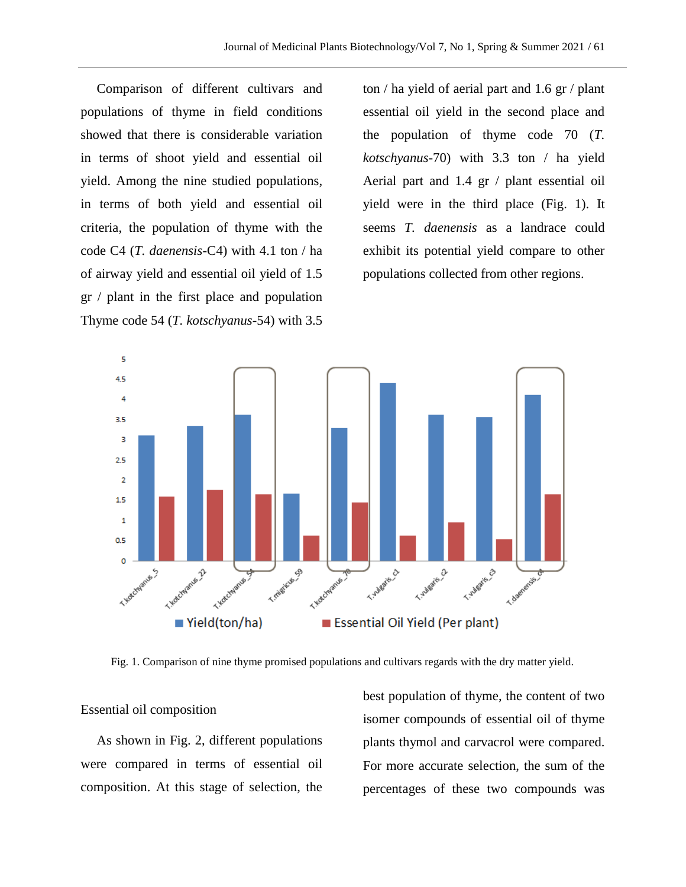Comparison of different cultivars and populations of thyme in field conditions showed that there is considerable variation in terms of shoot yield and essential oil yield. Among the nine studied populations, in terms of both yield and essential oil criteria, the population of thyme with the code C4 (*T. daenensis*-C4) with 4.1 ton / ha of airway yield and essential oil yield of 1.5 gr / plant in the first place and population Thyme code 54 (*T. kotschyanus*-54) with 3.5 ton / ha yield of aerial part and 1.6 gr / plant essential oil yield in the second place and the population of thyme code 70 (*T. kotschyanus*-70) with 3.3 ton / ha yield Aerial part and 1.4 gr / plant essential oil yield were in the third place (Fig. 1). It seems *T. daenensis* as a landrace could exhibit its potential yield compare to other populations collected from other regions.

Fig. 1. Comparison of nine thyme promised populations and cultivars regards with the dry matter yield.

Essential oil composition

As shown in Fig. 2, different populations were compared in terms of essential oil composition. At this stage of selection, the best population of thyme, the content of two isomer compounds of essential oil of thyme plants thymol and carvacrol were compared. For more accurate selection, the sum of the percentages of these two compounds was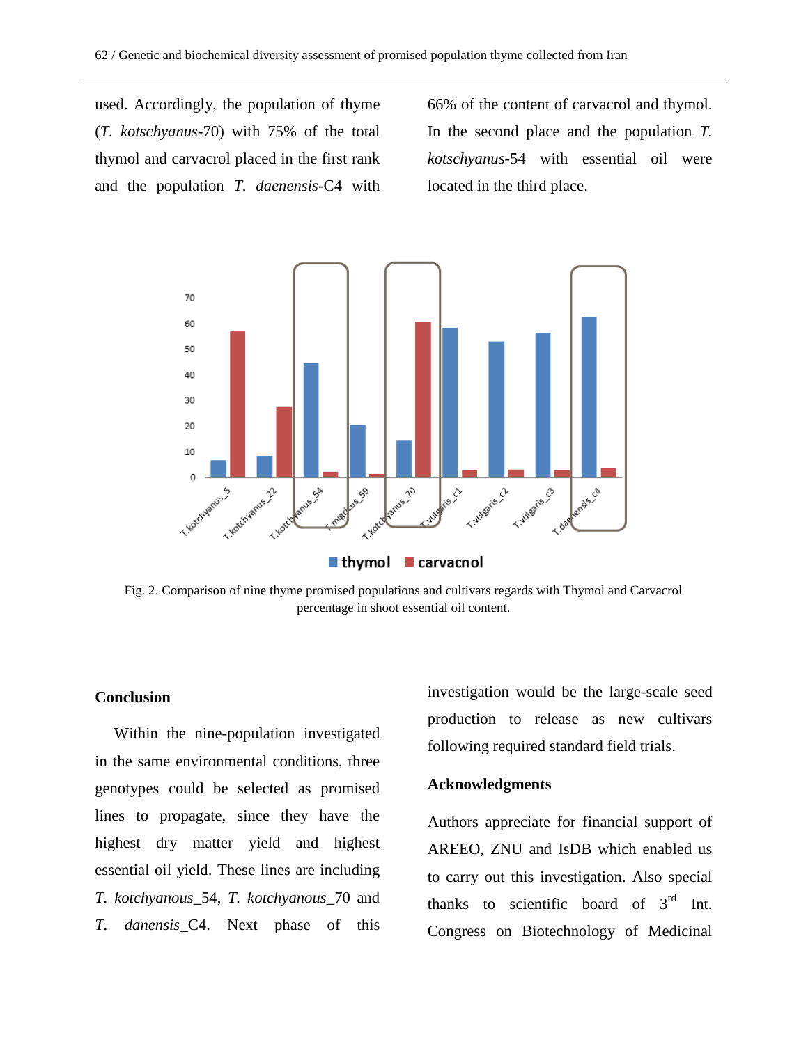used. Accordingly, the population of thyme (*T. kotschyanus*-70) with 75% of the total thymol and carvacrol placed in the first rank and the population *T. daenensis*-C4 with 66% of the content of carvacrol and thymol. In the second place and the population *T. kotschyanus*-54 with essential oil were located in the third place.

Fig. 2. Comparison of nine thyme promised populations and cultivars regards with Thymol and Carvacrol percentage in shoot essential oil content.

## Conclusion

Within the nine-population investigated in the same environmental conditions, three genotypes could be selected as promised lines to propagate, since they have the highest dry matter yield and highest essential oil yield. These lines are including *T. kotchyanous*_54, *T. kotchyanous*_70 and *T. danensis*_C4. Next phase of this investigation would be the large-scale seed production to release as new cultivars following required standard field trials.

## Acknowledgments

Authors appreciate for financial support of AREEO, ZNU and IsDB which enabled us to carry out this investigation. Also special thanks to scientific board of 3rd Int. Congress on Biotechnology of Medicinal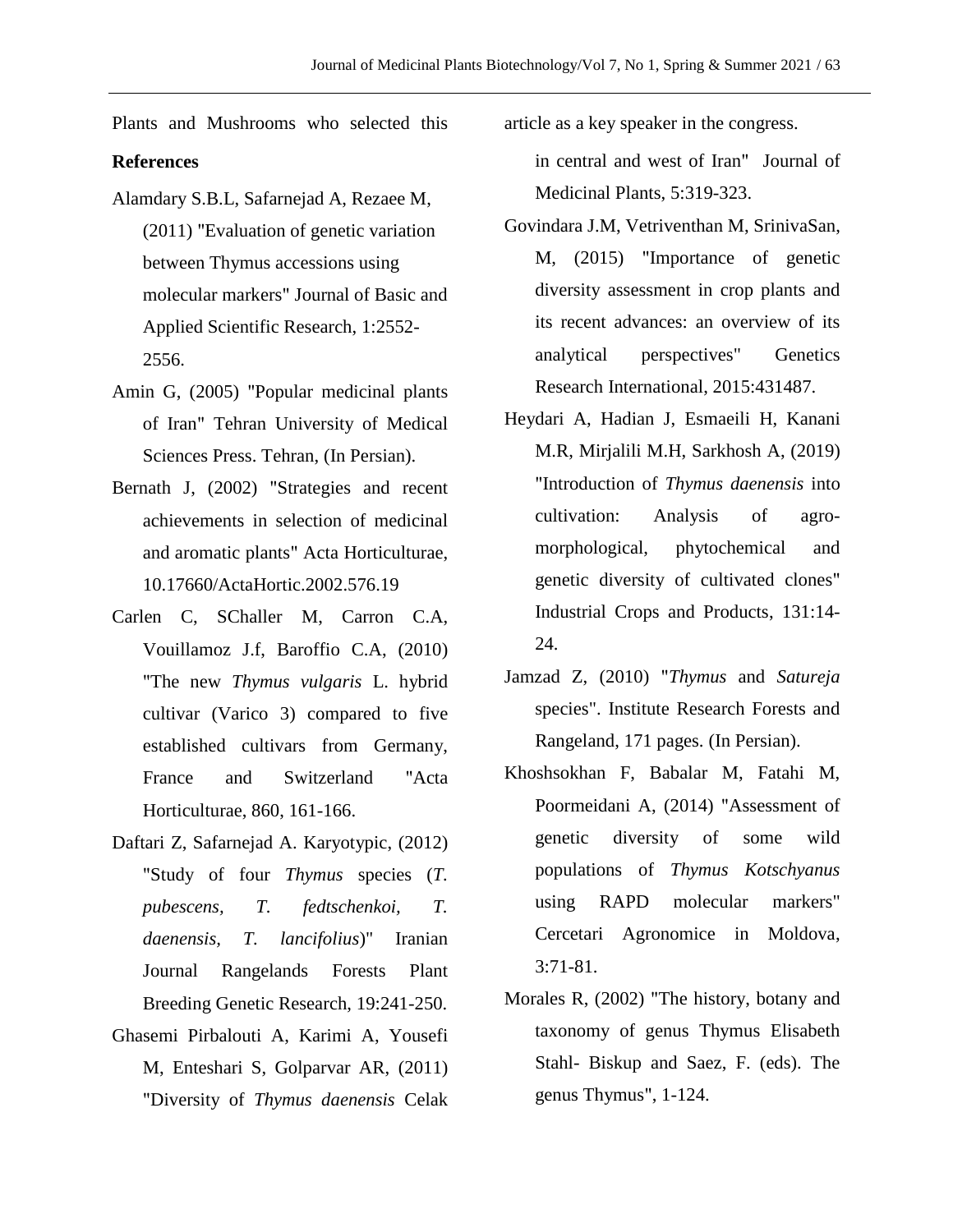Plants and Mushrooms who selected this article as a key speaker in the congress.

## References

Alamdary S.B.L, Safarnejad A, Rezaee M, (2011) "Evaluation of genetic variation between Thymus accessions using molecular markers" Journal of Basic and Applied Scientific Research, 1:2552-2556.

Amin G, (2005) "Popular medicinal plants of Iran" Tehran University of Medical Sciences Press. Tehran, (In Persian).

Bernath J, (2002) "Strategies and recent achievements in selection of medicinal and aromatic plants" Acta Horticulturae, 10.17660/ActaHortic.2002.576.19

Carlen C, SChaller M, Carron C.A, Vouillamoz J.f, Baroffio C.A, (2010) "The new *Thymus vulgaris* L. hybrid cultivar (Varico 3) compared to five established cultivars from Germany, France and Switzerland "Acta Horticulturae, 860, 161-166.

Daftari Z, Safarnejad A. Karyotypic, (2012) "Study of four *Thymus* species (*T. pubescens, T. fedtschenkoi, T. daenensis, T. lancifolius*)" Iranian Journal Rangelands Forests Plant Breeding Genetic Research, 19:241-250.

Ghasemi Pirbalouti A, Karimi A, Yousefi M, Enteshari S, Golparvar AR, (2011) "Diversity of *Thymus daenensis* Celak in central and west of Iran" Journal of Medicinal Plants, 5:319-323.

Govindara J.M, Vetriventhan M, SrinivaSan, M, (2015) "Importance of genetic diversity assessment in crop plants and its recent advances: an overview of its analytical perspectives" Genetics Research International, 2015:431487.

Heydari A, Hadian J, Esmaeili H, Kanani M.R, Mirjalili M.H, Sarkhosh A, (2019) "Introduction of *Thymus daenensis* into cultivation: Analysis of agro-morphological, phytochemical and genetic diversity of cultivated clones" Industrial Crops and Products, 131:14-24.

Jamzad Z, (2010) "*Thymus* and *Satureja* species". Institute Research Forests and Rangeland, 171 pages. (In Persian).

Khoshsokhan F, Babalar M, Fatahi M, Poormeidani A, (2014) "Assessment of genetic diversity of some wild populations of *Thymus Kotschyanus* using RAPD molecular markers" Cercetari Agronomice in Moldova, 3:71-81.

Morales R, (2002) "The history, botany and taxonomy of genus Thymus Elisabeth Stahl- Biskup and Saez, F. (eds). The genus Thymus", 1-124.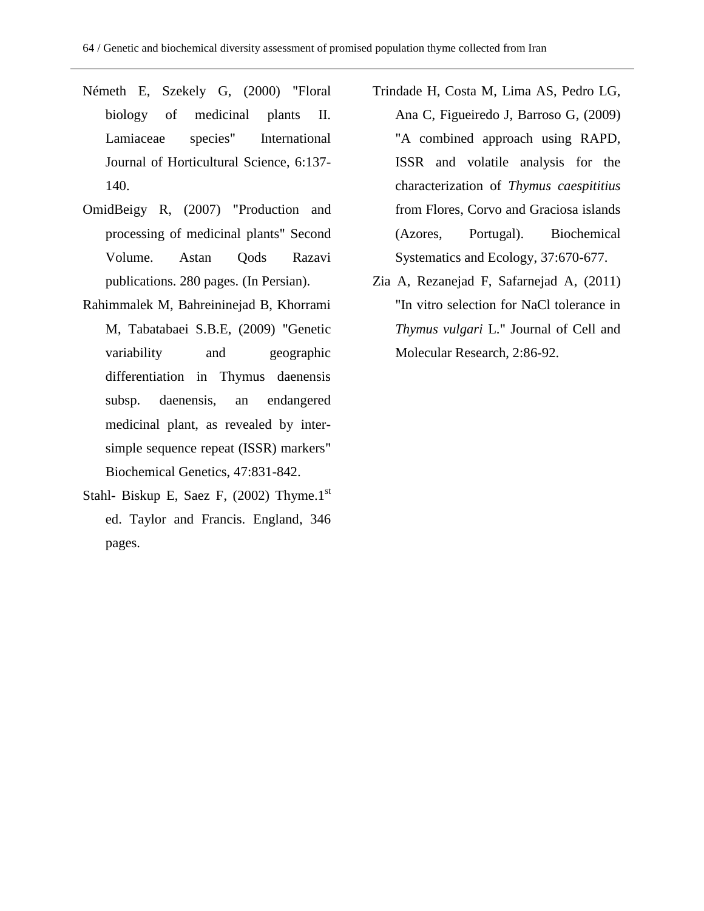Németh E, Szekely G, (2000) "Floral biology of medicinal plants II. Lamiaceae species" International Journal of Horticultural Science, 6:137-140.

OmidBeigy R, (2007) "Production and processing of medicinal plants" Second Volume. Astan Qods Razavi publications. 280 pages. (In Persian).

Rahimmalek M, Bahreininejad B, Khorrami M, Tabatabaei S.B.E, (2009) "Genetic variability and geographic differentiation in Thymus daenensis subsp. daenensis, an endangered medicinal plant, as revealed by inter-simple sequence repeat (ISSR) markers" Biochemical Genetics, 47:831-842.

Stahl- Biskup E, Saez F, (2002) Thyme.1st ed. Taylor and Francis. England, 346 pages.

Trindade H, Costa M, Lima AS, Pedro LG, Ana C, Figueiredo J, Barroso G, (2009) "A combined approach using RAPD, ISSR and volatile analysis for the characterization of *Thymus caespititius* from Flores, Corvo and Graciosa islands (Azores, Portugal). Biochemical Systematics and Ecology, 37:670-677.

Zia A, Rezanejad F, Safarnejad A, (2011) "In vitro selection for NaCl tolerance in *Thymus vulgari* L." Journal of Cell and Molecular Research, 2:86-92.